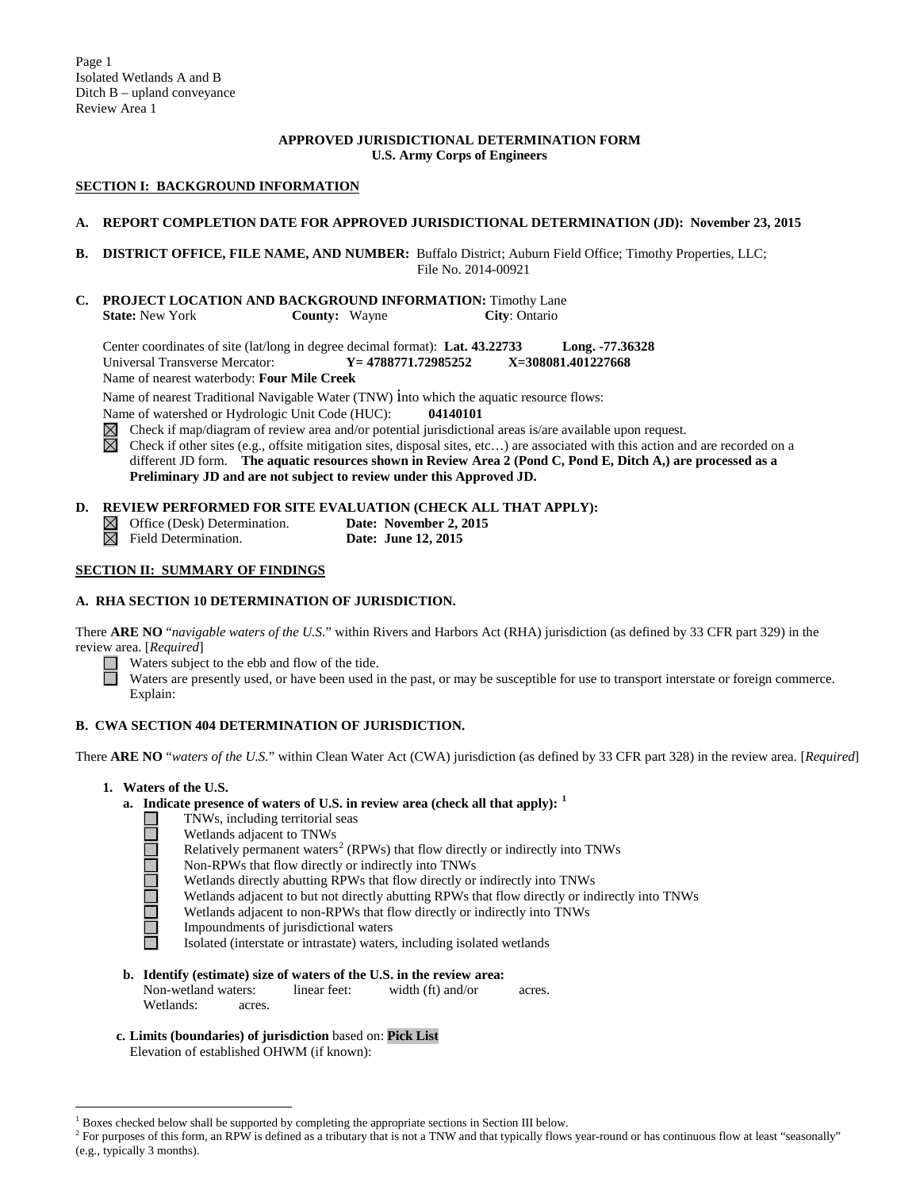Page 1
Isolated Wetlands A and B
Ditch B – upland conveyance
Review Area 1

# APPROVED JURISDICTIONAL DETERMINATION FORM
## U.S. Army Corps of Engineers

## SECTION I: BACKGROUND INFORMATION

**A. REPORT COMPLETION DATE FOR APPROVED JURISDICTIONAL DETERMINATION (JD): November 23, 2015**

**B. DISTRICT OFFICE, FILE NAME, AND NUMBER:** Buffalo District; Auburn Field Office; Timothy Properties, LLC; File No. 2014-00921

**C. PROJECT LOCATION AND BACKGROUND INFORMATION:** Timothy Lane
**State:** New York **County:** Wayne **City**: Ontario

Center coordinates of site (lat/long in degree decimal format): **Lat. 43.22733** **Long. -77.36328**
Universal Transverse Mercator: **Y= 4788771.72985252** **X=308081.401227668**
Name of nearest waterbody: **Four Mile Creek**

Name of nearest Traditional Navigable Water (TNW) into which the aquatic resource flows:
Name of watershed or Hydrologic Unit Code (HUC): **04140101**

☒ Check if map/diagram of review area and/or potential jurisdictional areas is/are available upon request.
☒ Check if other sites (e.g., offsite mitigation sites, disposal sites, etc…) are associated with this action and are recorded on a different JD form. **The aquatic resources shown in Review Area 2 (Pond C, Pond E, Ditch A,) are processed as a Preliminary JD and are not subject to review under this Approved JD.**

**D. REVIEW PERFORMED FOR SITE EVALUATION (CHECK ALL THAT APPLY):**
☒ Office (Desk) Determination. **Date: November 2, 2015**
☒ Field Determination. **Date: June 12, 2015**

## SECTION II: SUMMARY OF FINDINGS

**A. RHA SECTION 10 DETERMINATION OF JURISDICTION.**

There **ARE NO** "*navigable waters of the U.S.*" within Rivers and Harbors Act (RHA) jurisdiction (as defined by 33 CFR part 329) in the review area. [*Required*]

☐ Waters subject to the ebb and flow of the tide.
☐ Waters are presently used, or have been used in the past, or may be susceptible for use to transport interstate or foreign commerce. Explain:

**B. CWA SECTION 404 DETERMINATION OF JURISDICTION.**

There **ARE NO** "*waters of the U.S.*" within Clean Water Act (CWA) jurisdiction (as defined by 33 CFR part 328) in the review area. [*Required*]

**1. Waters of the U.S.**

**a. Indicate presence of waters of U.S. in review area (check all that apply):** [1]

☐ TNWs, including territorial seas
☐ Wetlands adjacent to TNWs
☐ Relatively permanent waters[2] (RPWs) that flow directly or indirectly into TNWs
☐ Non-RPWs that flow directly or indirectly into TNWs
☐ Wetlands directly abutting RPWs that flow directly or indirectly into TNWs
☐ Wetlands adjacent to but not directly abutting RPWs that flow directly or indirectly into TNWs
☐ Wetlands adjacent to non-RPWs that flow directly or indirectly into TNWs
☐ Impoundments of jurisdictional waters
☐ Isolated (interstate or intrastate) waters, including isolated wetlands

**b. Identify (estimate) size of waters of the U.S. in the review area:**
Non-wetland waters: linear feet: width (ft) and/or acres.
Wetlands: acres.

**c. Limits (boundaries) of jurisdiction** based on: **Pick List**
Elevation of established OHWM (if known):

---

[1] Boxes checked below shall be supported by completing the appropriate sections in Section III below.
[2] For purposes of this form, an RPW is defined as a tributary that is not a TNW and that typically flows year-round or has continuous flow at least "seasonally" (e.g., typically 3 months).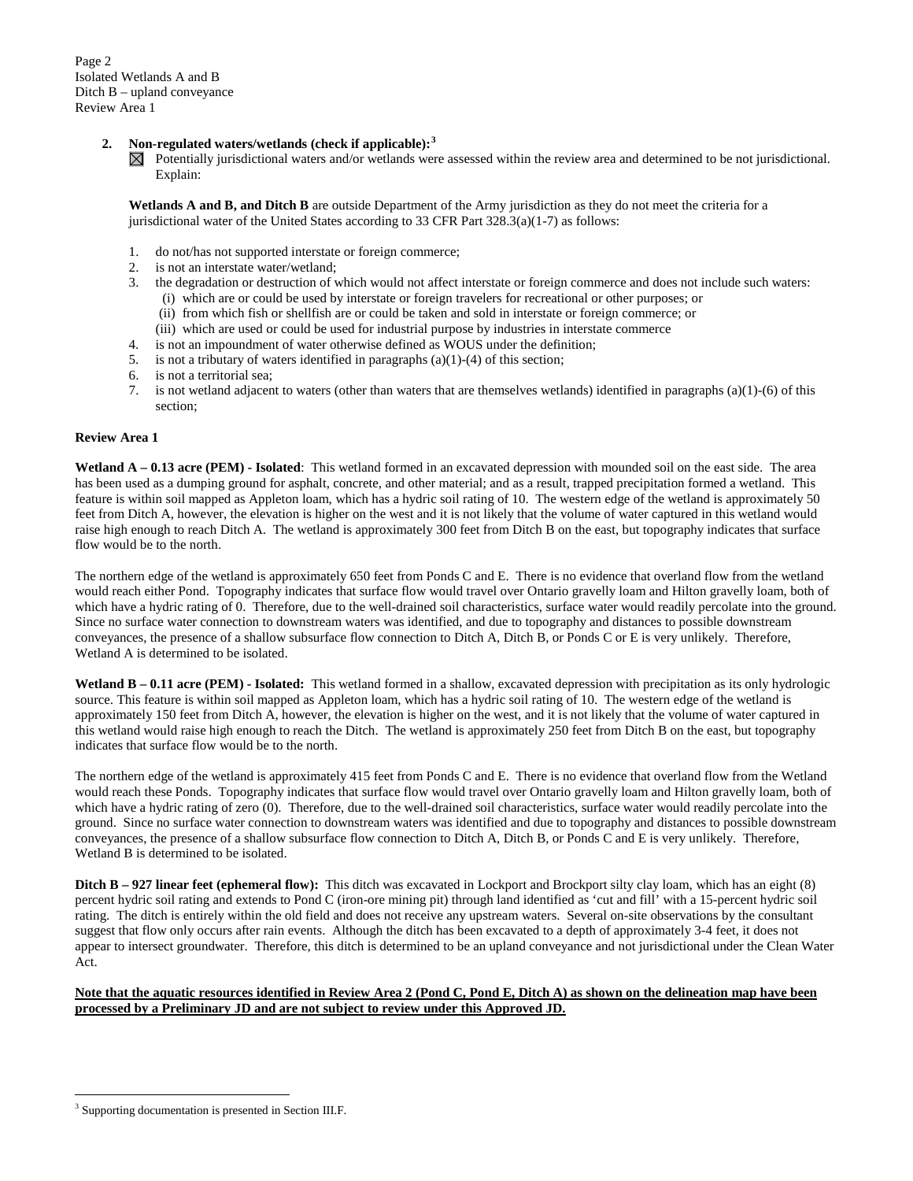Isolated Wetlands A and B
Ditch B – upland conveyance
Review Area 1

2. **Non-regulated waters/wetlands (check if applicable):**[3]

☒ Potentially jurisdictional waters and/or wetlands were assessed within the review area and determined to be not jurisdictional. Explain:

**Wetlands A and B, and Ditch B** are outside Department of the Army jurisdiction as they do not meet the criteria for a jurisdictional water of the United States according to 33 CFR Part 328.3(a)(1-7) as follows:

1. do not/has not supported interstate or foreign commerce;
2. is not an interstate water/wetland;
3. the degradation or destruction of which would not affect interstate or foreign commerce and does not include such waters:
   (i) which are or could be used by interstate or foreign travelers for recreational or other purposes; or
   (ii) from which fish or shellfish are or could be taken and sold in interstate or foreign commerce; or
   (iii) which are used or could be used for industrial purpose by industries in interstate commerce
4. is not an impoundment of water otherwise defined as WOUS under the definition;
5. is not a tributary of waters identified in paragraphs (a)(1)-(4) of this section;
6. is not a territorial sea;
7. is not wetland adjacent to waters (other than waters that are themselves wetlands) identified in paragraphs (a)(1)-(6) of this section;

**Review Area 1**

**Wetland A – 0.13 acre (PEM) - Isolated**: This wetland formed in an excavated depression with mounded soil on the east side. The area has been used as a dumping ground for asphalt, concrete, and other material; and as a result, trapped precipitation formed a wetland. This feature is within soil mapped as Appleton loam, which has a hydric soil rating of 10. The western edge of the wetland is approximately 50 feet from Ditch A, however, the elevation is higher on the west and it is not likely that the volume of water captured in this wetland would raise high enough to reach Ditch A. The wetland is approximately 300 feet from Ditch B on the east, but topography indicates that surface flow would be to the north.

The northern edge of the wetland is approximately 650 feet from Ponds C and E. There is no evidence that overland flow from the wetland would reach either Pond. Topography indicates that surface flow would travel over Ontario gravelly loam and Hilton gravelly loam, both of which have a hydric rating of 0. Therefore, due to the well-drained soil characteristics, surface water would readily percolate into the ground. Since no surface water connection to downstream waters was identified, and due to topography and distances to possible downstream conveyances, the presence of a shallow subsurface flow connection to Ditch A, Ditch B, or Ponds C or E is very unlikely. Therefore, Wetland A is determined to be isolated.

**Wetland B – 0.11 acre (PEM) - Isolated:** This wetland formed in a shallow, excavated depression with precipitation as its only hydrologic source. This feature is within soil mapped as Appleton loam, which has a hydric soil rating of 10. The western edge of the wetland is approximately 150 feet from Ditch A, however, the elevation is higher on the west, and it is not likely that the volume of water captured in this wetland would raise high enough to reach the Ditch. The wetland is approximately 250 feet from Ditch B on the east, but topography indicates that surface flow would be to the north.

The northern edge of the wetland is approximately 415 feet from Ponds C and E. There is no evidence that overland flow from the Wetland would reach these Ponds. Topography indicates that surface flow would travel over Ontario gravelly loam and Hilton gravelly loam, both of which have a hydric rating of zero (0). Therefore, due to the well-drained soil characteristics, surface water would readily percolate into the ground. Since no surface water connection to downstream waters was identified and due to topography and distances to possible downstream conveyances, the presence of a shallow subsurface flow connection to Ditch A, Ditch B, or Ponds C and E is very unlikely. Therefore, Wetland B is determined to be isolated.

**Ditch B – 927 linear feet (ephemeral flow):** This ditch was excavated in Lockport and Brockport silty clay loam, which has an eight (8) percent hydric soil rating and extends to Pond C (iron-ore mining pit) through land identified as 'cut and fill' with a 15-percent hydric soil rating. The ditch is entirely within the old field and does not receive any upstream waters. Several on-site observations by the consultant suggest that flow only occurs after rain events. Although the ditch has been excavated to a depth of approximately 3-4 feet, it does not appear to intersect groundwater. Therefore, this ditch is determined to be an upland conveyance and not jurisdictional under the Clean Water Act.

**Note that the aquatic resources identified in Review Area 2 (Pond C, Pond E, Ditch A) as shown on the delineation map have been processed by a Preliminary JD and are not subject to review under this Approved JD.**

[3] Supporting documentation is presented in Section III.F.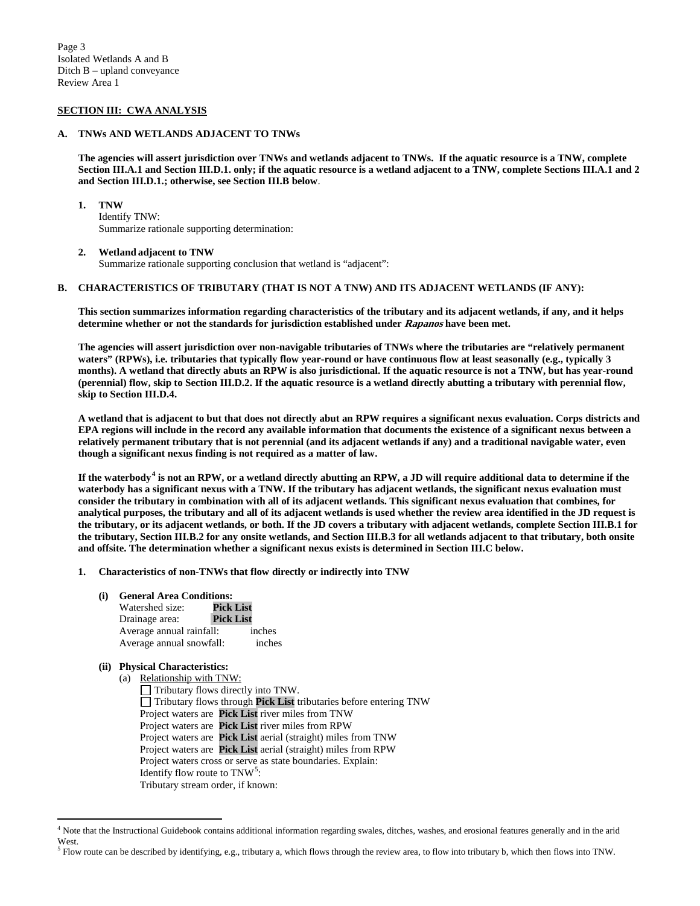Isolated Wetlands A and B
Ditch B – upland conveyance
Review Area 1

## SECTION III: CWA ANALYSIS

### A. TNWs AND WETLANDS ADJACENT TO TNWs

**The agencies will assert jurisdiction over TNWs and wetlands adjacent to TNWs. If the aquatic resource is a TNW, complete Section III.A.1 and Section III.D.1. only; if the aquatic resource is a wetland adjacent to a TNW, complete Sections III.A.1 and 2 and Section III.D.1.; otherwise, see Section III.B below**.

1. **TNW**
   Identify TNW:
   Summarize rationale supporting determination:

2. **Wetland adjacent to TNW**
   Summarize rationale supporting conclusion that wetland is "adjacent":

### B. CHARACTERISTICS OF TRIBUTARY (THAT IS NOT A TNW) AND ITS ADJACENT WETLANDS (IF ANY):

**This section summarizes information regarding characteristics of the tributary and its adjacent wetlands, if any, and it helps determine whether or not the standards for jurisdiction established under *Rapanos* have been met.**

**The agencies will assert jurisdiction over non-navigable tributaries of TNWs where the tributaries are "relatively permanent waters" (RPWs), i.e. tributaries that typically flow year-round or have continuous flow at least seasonally (e.g., typically 3 months). A wetland that directly abuts an RPW is also jurisdictional. If the aquatic resource is not a TNW, but has year-round (perennial) flow, skip to Section III.D.2. If the aquatic resource is a wetland directly abutting a tributary with perennial flow, skip to Section III.D.4.**

**A wetland that is adjacent to but that does not directly abut an RPW requires a significant nexus evaluation. Corps districts and EPA regions will include in the record any available information that documents the existence of a significant nexus between a relatively permanent tributary that is not perennial (and its adjacent wetlands if any) and a traditional navigable water, even though a significant nexus finding is not required as a matter of law.**

**If the waterbody[4] is not an RPW, or a wetland directly abutting an RPW, a JD will require additional data to determine if the waterbody has a significant nexus with a TNW. If the tributary has adjacent wetlands, the significant nexus evaluation must consider the tributary in combination with all of its adjacent wetlands. This significant nexus evaluation that combines, for analytical purposes, the tributary and all of its adjacent wetlands is used whether the review area identified in the JD request is the tributary, or its adjacent wetlands, or both. If the JD covers a tributary with adjacent wetlands, complete Section III.B.1 for the tributary, Section III.B.2 for any onsite wetlands, and Section III.B.3 for all wetlands adjacent to that tributary, both onsite and offsite. The determination whether a significant nexus exists is determined in Section III.C below.**

1. **Characteristics of non-TNWs that flow directly or indirectly into TNW**

   **(i) General Area Conditions:**
   Watershed size: **Pick List**
   Drainage area: **Pick List**
   Average annual rainfall: inches
   Average annual snowfall: inches

   **(ii) Physical Characteristics:**
   (a) Relationship with TNW:
   ☐ Tributary flows directly into TNW.
   ☐ Tributary flows through **Pick List** tributaries before entering TNW
   Project waters are **Pick List** river miles from TNW
   Project waters are **Pick List** river miles from RPW
   Project waters are **Pick List** aerial (straight) miles from TNW
   Project waters are **Pick List** aerial (straight) miles from RPW
   Project waters cross or serve as state boundaries. Explain:
   Identify flow route to TNW[5]:
   Tributary stream order, if known:

---

[4] Note that the Instructional Guidebook contains additional information regarding swales, ditches, washes, and erosional features generally and in the arid West.

[5] Flow route can be described by identifying, e.g., tributary a, which flows through the review area, to flow into tributary b, which then flows into TNW.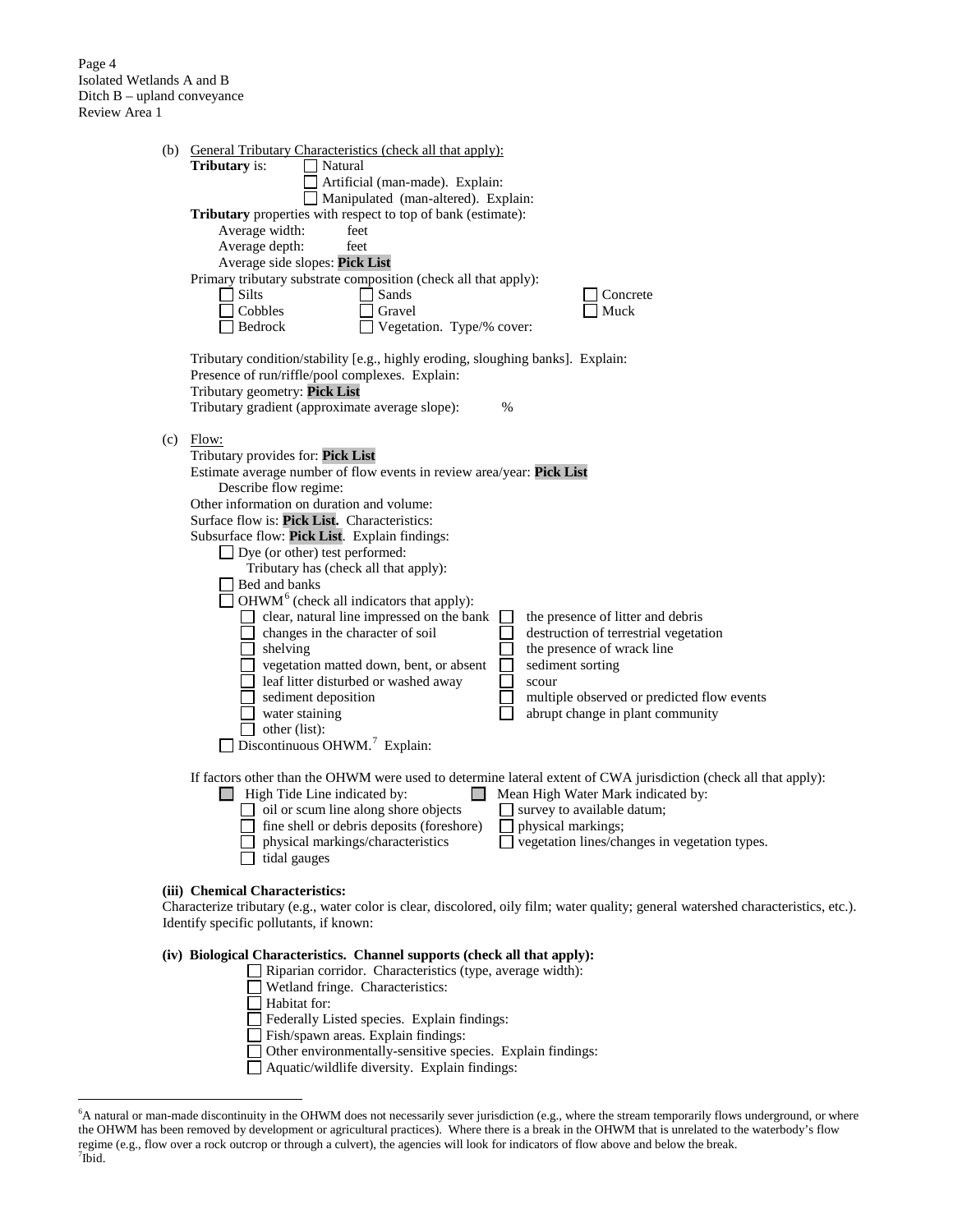Isolated Wetlands A and B
Ditch B – upland conveyance
Review Area 1

(b) General Tributary Characteristics (check all that apply):

**Tributary** is: ☐ Natural
☐ Artificial (man-made). Explain:
☐ Manipulated (man-altered). Explain:

**Tributary** properties with respect to top of bank (estimate):
Average width: feet
Average depth: feet
Average side slopes: **Pick List**

Primary tributary substrate composition (check all that apply):

☐ Silts ☐ Sands ☐ Concrete
☐ Cobbles ☐ Gravel ☐ Muck
☐ Bedrock ☐ Vegetation. Type/% cover:

Tributary condition/stability [e.g., highly eroding, sloughing banks]. Explain:
Presence of run/riffle/pool complexes. Explain:
Tributary geometry: **Pick List**
Tributary gradient (approximate average slope): %

(c) Flow:

Tributary provides for: **Pick List**
Estimate average number of flow events in review area/year: **Pick List**
Describe flow regime:
Other information on duration and volume:
Surface flow is: **Pick List.** Characteristics:
Subsurface flow: **Pick List**. Explain findings:
☐ Dye (or other) test performed:

Tributary has (check all that apply):
☐ Bed and banks
☐ OHWM[6] (check all indicators that apply):

☐ clear, natural line impressed on the bank ☐ the presence of litter and debris
☐ changes in the character of soil ☐ destruction of terrestrial vegetation
☐ shelving ☐ the presence of wrack line
☐ vegetation matted down, bent, or absent ☐ sediment sorting
☐ leaf litter disturbed or washed away ☐ scour
☐ sediment deposition ☐ multiple observed or predicted flow events
☐ water staining ☐ abrupt change in plant community
☐ other (list):

☐ Discontinuous OHWM.[7] Explain:

If factors other than the OHWM were used to determine lateral extent of CWA jurisdiction (check all that apply):

☐ High Tide Line indicated by: ☐ Mean High Water Mark indicated by:
☐ oil or scum line along shore objects ☐ survey to available datum;
☐ fine shell or debris deposits (foreshore) ☐ physical markings;
☐ physical markings/characteristics ☐ vegetation lines/changes in vegetation types.
☐ tidal gauges

**(iii) Chemical Characteristics:**

Characterize tributary (e.g., water color is clear, discolored, oily film; water quality; general watershed characteristics, etc.). Identify specific pollutants, if known:

**(iv) Biological Characteristics. Channel supports (check all that apply):**

☐ Riparian corridor. Characteristics (type, average width):
☐ Wetland fringe. Characteristics:
☐ Habitat for:
☐ Federally Listed species. Explain findings:
☐ Fish/spawn areas. Explain findings:
☐ Other environmentally-sensitive species. Explain findings:
☐ Aquatic/wildlife diversity. Explain findings:

---

[6]A natural or man-made discontinuity in the OHWM does not necessarily sever jurisdiction (e.g., where the stream temporarily flows underground, or where the OHWM has been removed by development or agricultural practices). Where there is a break in the OHWM that is unrelated to the waterbody's flow regime (e.g., flow over a rock outcrop or through a culvert), the agencies will look for indicators of flow above and below the break.

[7]Ibid.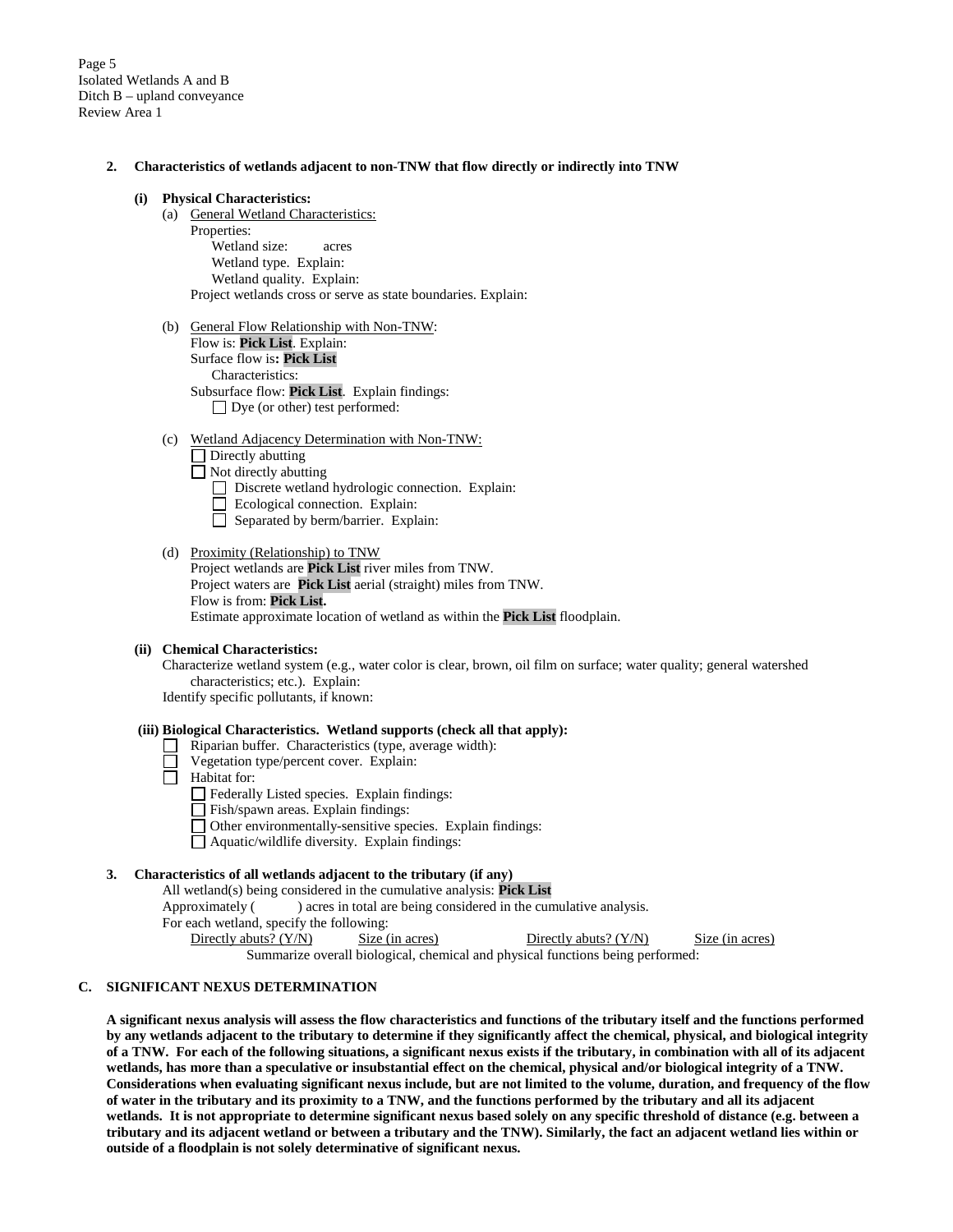Page 5
Isolated Wetlands A and B
Ditch B – upland conveyance
Review Area 1

**2. Characteristics of wetlands adjacent to non-TNW that flow directly or indirectly into TNW**

**(i) Physical Characteristics:**

(a) General Wetland Characteristics:
Properties:
Wetland size: acres
Wetland type. Explain:
Wetland quality. Explain:
Project wetlands cross or serve as state boundaries. Explain:

(b) General Flow Relationship with Non-TNW:
Flow is: **Pick List**. Explain:
Surface flow is**: Pick List**
Characteristics:
Subsurface flow: **Pick List**. Explain findings:
☐ Dye (or other) test performed:

(c) Wetland Adjacency Determination with Non-TNW:
☐ Directly abutting
☐ Not directly abutting
☐ Discrete wetland hydrologic connection. Explain:
☐ Ecological connection. Explain:
☐ Separated by berm/barrier. Explain:

(d) Proximity (Relationship) to TNW
Project wetlands are **Pick List** river miles from TNW.
Project waters are **Pick List** aerial (straight) miles from TNW.
Flow is from: **Pick List.**
Estimate approximate location of wetland as within the **Pick List** floodplain.

**(ii) Chemical Characteristics:**
Characterize wetland system (e.g., water color is clear, brown, oil film on surface; water quality; general watershed characteristics; etc.). Explain:
Identify specific pollutants, if known:

**(iii) Biological Characteristics. Wetland supports (check all that apply):**
☐ Riparian buffer. Characteristics (type, average width):
☐ Vegetation type/percent cover. Explain:
☐ Habitat for:
☐ Federally Listed species. Explain findings:
☐ Fish/spawn areas. Explain findings:
☐ Other environmentally-sensitive species. Explain findings:
☐ Aquatic/wildlife diversity. Explain findings:

**3. Characteristics of all wetlands adjacent to the tributary (if any)**
All wetland(s) being considered in the cumulative analysis: **Pick List**
Approximately ( ) acres in total are being considered in the cumulative analysis.
For each wetland, specify the following:

| Directly abuts? (Y/N) | Size (in acres) | Directly abuts? (Y/N) | Size (in acres) |
|---|---|---|---|

Summarize overall biological, chemical and physical functions being performed:

## C. SIGNIFICANT NEXUS DETERMINATION

**A significant nexus analysis will assess the flow characteristics and functions of the tributary itself and the functions performed by any wetlands adjacent to the tributary to determine if they significantly affect the chemical, physical, and biological integrity of a TNW. For each of the following situations, a significant nexus exists if the tributary, in combination with all of its adjacent wetlands, has more than a speculative or insubstantial effect on the chemical, physical and/or biological integrity of a TNW. Considerations when evaluating significant nexus include, but are not limited to the volume, duration, and frequency of the flow of water in the tributary and its proximity to a TNW, and the functions performed by the tributary and all its adjacent wetlands. It is not appropriate to determine significant nexus based solely on any specific threshold of distance (e.g. between a tributary and its adjacent wetland or between a tributary and the TNW). Similarly, the fact an adjacent wetland lies within or outside of a floodplain is not solely determinative of significant nexus.**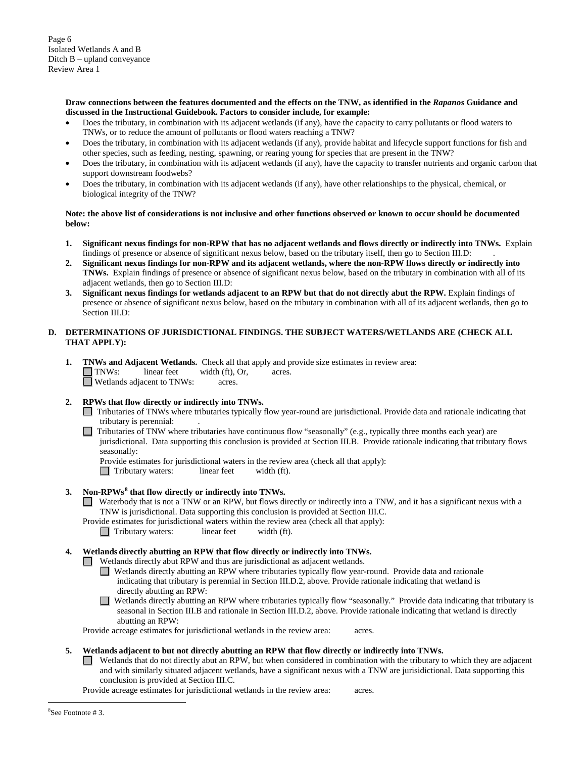**Draw connections between the features documented and the effects on the TNW, as identified in the *Rapanos* Guidance and discussed in the Instructional Guidebook. Factors to consider include, for example:**

- Does the tributary, in combination with its adjacent wetlands (if any), have the capacity to carry pollutants or flood waters to TNWs, or to reduce the amount of pollutants or flood waters reaching a TNW?
- Does the tributary, in combination with its adjacent wetlands (if any), provide habitat and lifecycle support functions for fish and other species, such as feeding, nesting, spawning, or rearing young for species that are present in the TNW?
- Does the tributary, in combination with its adjacent wetlands (if any), have the capacity to transfer nutrients and organic carbon that support downstream foodwebs?
- Does the tributary, in combination with its adjacent wetlands (if any), have other relationships to the physical, chemical, or biological integrity of the TNW?

**Note: the above list of considerations is not inclusive and other functions observed or known to occur should be documented below:**

1. **Significant nexus findings for non-RPW that has no adjacent wetlands and flows directly or indirectly into TNWs.** Explain findings of presence or absence of significant nexus below, based on the tributary itself, then go to Section III.D: .
2. **Significant nexus findings for non-RPW and its adjacent wetlands, where the non-RPW flows directly or indirectly into TNWs.** Explain findings of presence or absence of significant nexus below, based on the tributary in combination with all of its adjacent wetlands, then go to Section III.D:
3. **Significant nexus findings for wetlands adjacent to an RPW but that do not directly abut the RPW.** Explain findings of presence or absence of significant nexus below, based on the tributary in combination with all of its adjacent wetlands, then go to Section III.D:

**D. DETERMINATIONS OF JURISDICTIONAL FINDINGS. THE SUBJECT WATERS/WETLANDS ARE (CHECK ALL THAT APPLY):**

1. **TNWs and Adjacent Wetlands.** Check all that apply and provide size estimates in review area:
   - ☐ TNWs: linear feet width (ft), Or, acres.
   - ☐ Wetlands adjacent to TNWs: acres.

2. **RPWs that flow directly or indirectly into TNWs.**
   - ☐ Tributaries of TNWs where tributaries typically flow year-round are jurisdictional. Provide data and rationale indicating that tributary is perennial: .
   - ☐ Tributaries of TNW where tributaries have continuous flow "seasonally" (e.g., typically three months each year) are jurisdictional. Data supporting this conclusion is provided at Section III.B. Provide rationale indicating that tributary flows seasonally:

   Provide estimates for jurisdictional waters in the review area (check all that apply):
   - ☐ Tributary waters: linear feet width (ft).

3. **Non-RPWs[8] that flow directly or indirectly into TNWs.**
   - ☐ Waterbody that is not a TNW or an RPW, but flows directly or indirectly into a TNW, and it has a significant nexus with a TNW is jurisdictional. Data supporting this conclusion is provided at Section III.C.

   Provide estimates for jurisdictional waters within the review area (check all that apply):
   - ☐ Tributary waters: linear feet width (ft).

4. **Wetlands directly abutting an RPW that flow directly or indirectly into TNWs.**
   - ☐ Wetlands directly abut RPW and thus are jurisdictional as adjacent wetlands.
     - ☐ Wetlands directly abutting an RPW where tributaries typically flow year-round. Provide data and rationale indicating that tributary is perennial in Section III.D.2, above. Provide rationale indicating that wetland is directly abutting an RPW:
     - ☐ Wetlands directly abutting an RPW where tributaries typically flow "seasonally." Provide data indicating that tributary is seasonal in Section III.B and rationale in Section III.D.2, above. Provide rationale indicating that wetland is directly abutting an RPW:

   Provide acreage estimates for jurisdictional wetlands in the review area: acres.

5. **Wetlands adjacent to but not directly abutting an RPW that flow directly or indirectly into TNWs.**
   - ☐ Wetlands that do not directly abut an RPW, but when considered in combination with the tributary to which they are adjacent and with similarly situated adjacent wetlands, have a significant nexus with a TNW are jurisidictional. Data supporting this conclusion is provided at Section III.C.

   Provide acreage estimates for jurisdictional wetlands in the review area: acres.

---

[8]See Footnote # 3.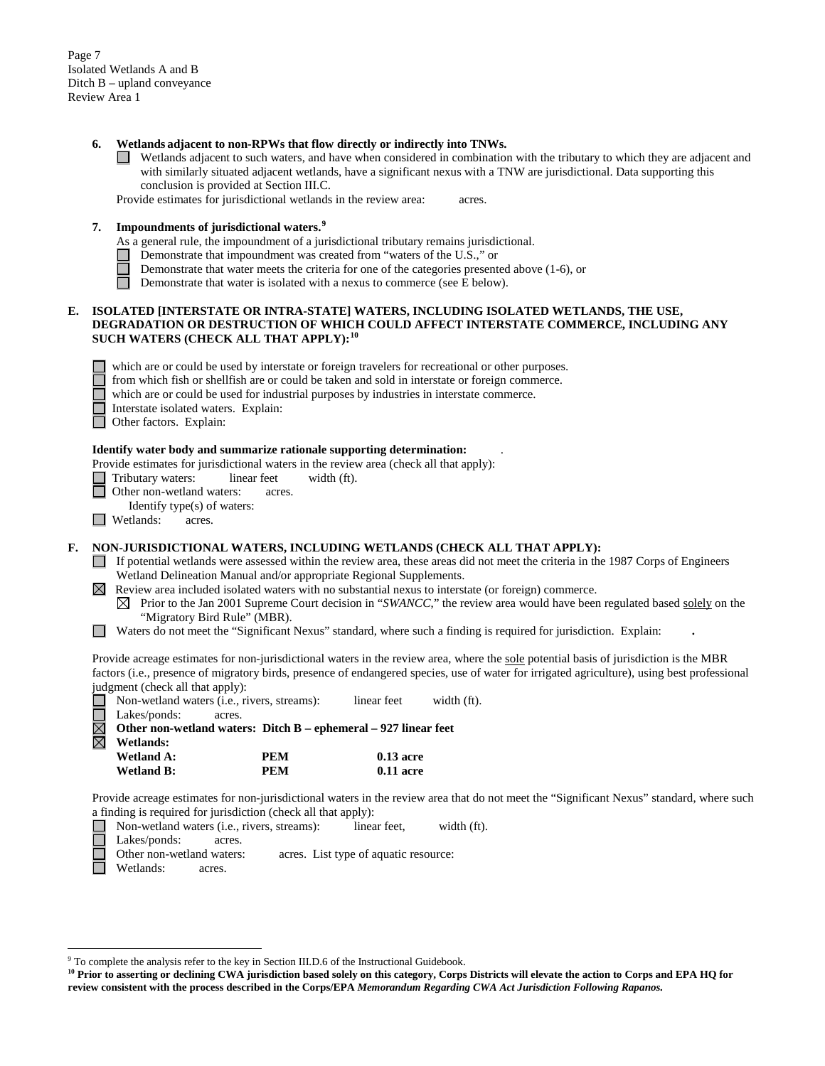Isolated Wetlands A and B
Ditch B – upland conveyance
Review Area 1

**6. Wetlands adjacent to non-RPWs that flow directly or indirectly into TNWs.**

☐ Wetlands adjacent to such waters, and have when considered in combination with the tributary to which they are adjacent and with similarly situated adjacent wetlands, have a significant nexus with a TNW are jurisdictional. Data supporting this conclusion is provided at Section III.C.

Provide estimates for jurisdictional wetlands in the review area: acres.

**7. Impoundments of jurisdictional waters.**[9]

As a general rule, the impoundment of a jurisdictional tributary remains jurisdictional.

☐ Demonstrate that impoundment was created from "waters of the U.S.," or
☐ Demonstrate that water meets the criteria for one of the categories presented above (1-6), or
☐ Demonstrate that water is isolated with a nexus to commerce (see E below).

**E. ISOLATED [INTERSTATE OR INTRA-STATE] WATERS, INCLUDING ISOLATED WETLANDS, THE USE, DEGRADATION OR DESTRUCTION OF WHICH COULD AFFECT INTERSTATE COMMERCE, INCLUDING ANY SUCH WATERS (CHECK ALL THAT APPLY):**[10]

☐ which are or could be used by interstate or foreign travelers for recreational or other purposes.
☐ from which fish or shellfish are or could be taken and sold in interstate or foreign commerce.
☐ which are or could be used for industrial purposes by industries in interstate commerce.
☐ Interstate isolated waters. Explain:
☐ Other factors. Explain:

**Identify water body and summarize rationale supporting determination:** .

Provide estimates for jurisdictional waters in the review area (check all that apply):

☐ Tributary waters: linear feet width (ft).
☐ Other non-wetland waters: acres.
  Identify type(s) of waters:
☐ Wetlands: acres.

**F. NON-JURISDICTIONAL WATERS, INCLUDING WETLANDS (CHECK ALL THAT APPLY):**

☐ If potential wetlands were assessed within the review area, these areas did not meet the criteria in the 1987 Corps of Engineers Wetland Delineation Manual and/or appropriate Regional Supplements.
☒ Review area included isolated waters with no substantial nexus to interstate (or foreign) commerce.
  ☒ Prior to the Jan 2001 Supreme Court decision in "*SWANCC*," the review area would have been regulated based solely on the "Migratory Bird Rule" (MBR).
☐ Waters do not meet the "Significant Nexus" standard, where such a finding is required for jurisdiction. Explain: **.**

Provide acreage estimates for non-jurisdictional waters in the review area, where the sole potential basis of jurisdiction is the MBR factors (i.e., presence of migratory birds, presence of endangered species, use of water for irrigated agriculture), using best professional judgment (check all that apply):

☐ Non-wetland waters (i.e., rivers, streams): linear feet width (ft).
☐ Lakes/ponds: acres.
☒ **Other non-wetland waters: Ditch B – ephemeral – 927 linear feet**
☒ **Wetlands:**

| | | |
|---|---|---|
| **Wetland A:** | **PEM** | **0.13 acre** |
| **Wetland B:** | **PEM** | **0.11 acre** |

Provide acreage estimates for non-jurisdictional waters in the review area that do not meet the "Significant Nexus" standard, where such a finding is required for jurisdiction (check all that apply):

☐ Non-wetland waters (i.e., rivers, streams): linear feet, width (ft).
☐ Lakes/ponds: acres.
☐ Other non-wetland waters: acres. List type of aquatic resource:
☐ Wetlands: acres.

---

[9] To complete the analysis refer to the key in Section III.D.6 of the Instructional Guidebook.

[10] **Prior to asserting or declining CWA jurisdiction based solely on this category, Corps Districts will elevate the action to Corps and EPA HQ for review consistent with the process described in the Corps/EPA *Memorandum Regarding CWA Act Jurisdiction Following Rapanos.***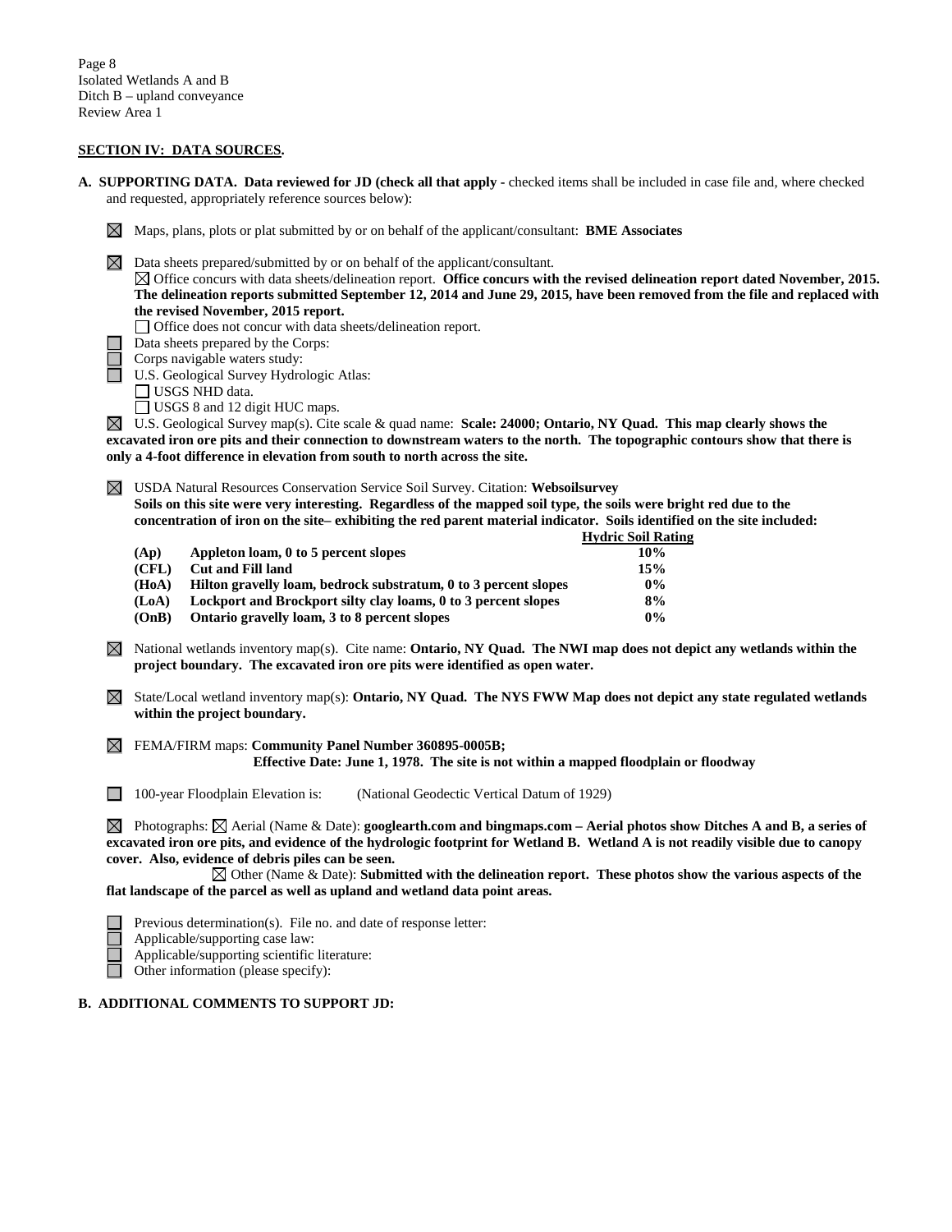Page 8
Isolated Wetlands A and B
Ditch B – upland conveyance
Review Area 1

**SECTION IV: DATA SOURCES.**

**A. SUPPORTING DATA. Data reviewed for JD (check all that apply** - checked items shall be included in case file and, where checked and requested, appropriately reference sources below):

☒ Maps, plans, plots or plat submitted by or on behalf of the applicant/consultant: **BME Associates**

☒ Data sheets prepared/submitted by or on behalf of the applicant/consultant.
☒ Office concurs with data sheets/delineation report. **Office concurs with the revised delineation report dated November, 2015. The delineation reports submitted September 12, 2014 and June 29, 2015, have been removed from the file and replaced with the revised November, 2015 report.**
☐ Office does not concur with data sheets/delineation report.
☐ Data sheets prepared by the Corps:
☐ Corps navigable waters study:
☐ U.S. Geological Survey Hydrologic Atlas:
☐ USGS NHD data.
☐ USGS 8 and 12 digit HUC maps.
☒ U.S. Geological Survey map(s). Cite scale & quad name: **Scale: 24000; Ontario, NY Quad. This map clearly shows the excavated iron ore pits and their connection to downstream waters to the north. The topographic contours show that there is only a 4-foot difference in elevation from south to north across the site.**

☒ USDA Natural Resources Conservation Service Soil Survey. Citation: **Websoilsurvey**
**Soils on this site were very interesting. Regardless of the mapped soil type, the soils were bright red due to the concentration of iron on the site– exhibiting the red parent material indicator. Soils identified on the site included:**

| | | Hydric Soil Rating |
|---|---|---|
| **(Ap)** | **Appleton loam, 0 to 5 percent slopes** | **10%** |
| **(CFL)** | **Cut and Fill land** | **15%** |
| **(HoA)** | **Hilton gravelly loam, bedrock substratum, 0 to 3 percent slopes** | **0%** |
| **(LoA)** | **Lockport and Brockport silty clay loams, 0 to 3 percent slopes** | **8%** |
| **(OnB)** | **Ontario gravelly loam, 3 to 8 percent slopes** | **0%** |

☒ National wetlands inventory map(s). Cite name: **Ontario, NY Quad. The NWI map does not depict any wetlands within the project boundary. The excavated iron ore pits were identified as open water.**

☒ State/Local wetland inventory map(s): **Ontario, NY Quad. The NYS FWW Map does not depict any state regulated wetlands within the project boundary.**

☒ FEMA/FIRM maps: **Community Panel Number 360895-0005B;**
**Effective Date: June 1, 1978. The site is not within a mapped floodplain or floodway**

☐ 100-year Floodplain Elevation is: (National Geodectic Vertical Datum of 1929)

☒ Photographs: ☒ Aerial (Name & Date): **googleearth.com and bingmaps.com – Aerial photos show Ditches A and B, a series of excavated iron ore pits, and evidence of the hydrologic footprint for Wetland B. Wetland A is not readily visible due to canopy cover. Also, evidence of debris piles can be seen.**
☒ Other (Name & Date): **Submitted with the delineation report. These photos show the various aspects of the flat landscape of the parcel as well as upland and wetland data point areas.**

☐ Previous determination(s). File no. and date of response letter:
☐ Applicable/supporting case law:
☐ Applicable/supporting scientific literature:
☐ Other information (please specify):

**B. ADDITIONAL COMMENTS TO SUPPORT JD:**